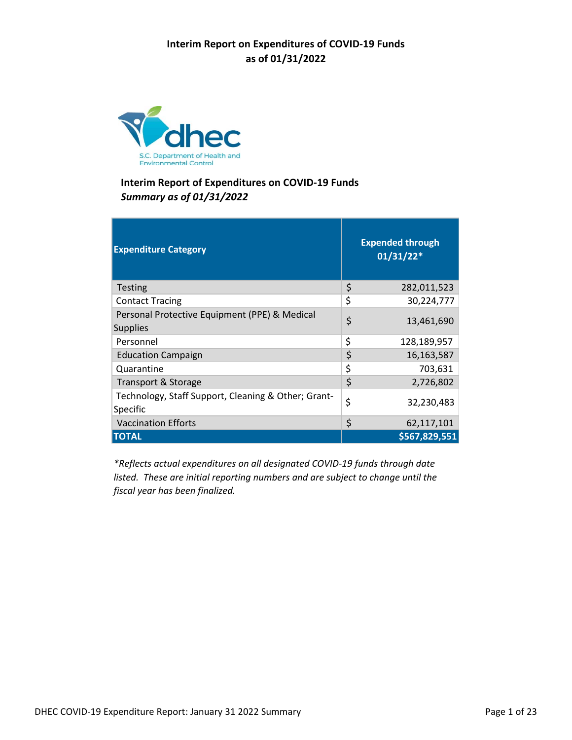# Interim Report on Expenditures of COVID-19 Funds as of 01/31/2022

S.C. Department of Health and Environmental Control

## Interim Report of Expenditures on COVID-19 Funds

***Summary as of 01/31/2022***

| Expenditure Category | Expended through 01/31/22* |
|---|---|
| Testing | $ 282,011,523 |
| Contact Tracing | $ 30,224,777 |
| Personal Protective Equipment (PPE) & Medical Supplies | $ 13,461,690 |
| Personnel | $ 128,189,957 |
| Education Campaign | $ 16,163,587 |
| Quarantine | $ 703,631 |
| Transport & Storage | $ 2,726,802 |
| Technology, Staff Support, Cleaning & Other; Grant-Specific | $ 32,230,483 |
| Vaccination Efforts | $ 62,117,101 |
| **TOTAL** | **$567,829,551** |

*\*Reflects actual expenditures on all designated COVID-19 funds through date listed. These are initial reporting numbers and are subject to change until the fiscal year has been finalized.*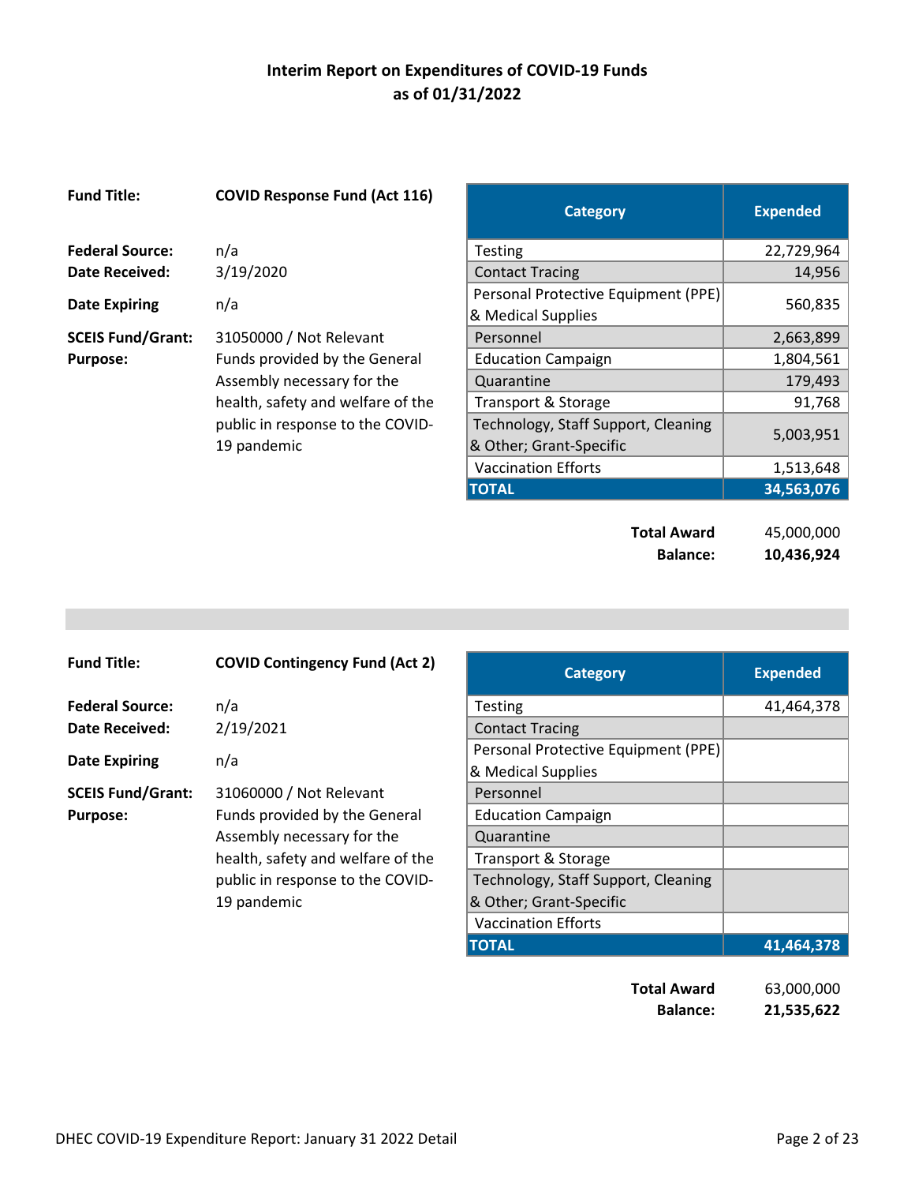## Interim Report on Expenditures of COVID-19 Funds
## as of 01/31/2022

**Fund Title:** **COVID Response Fund (Act 116)**

**Federal Source:** n/a
**Date Received:** 3/19/2020
**Date Expiring** n/a
**SCEIS Fund/Grant:** 31050000 / Not Relevant
**Purpose:** Funds provided by the General Assembly necessary for the health, safety and welfare of the public in response to the COVID-19 pandemic

| Category | Expended |
|---|---|
| Testing | 22,729,964 |
| Contact Tracing | 14,956 |
| Personal Protective Equipment (PPE) & Medical Supplies | 560,835 |
| Personnel | 2,663,899 |
| Education Campaign | 1,804,561 |
| Quarantine | 179,493 |
| Transport & Storage | 91,768 |
| Technology, Staff Support, Cleaning & Other; Grant-Specific | 5,003,951 |
| Vaccination Efforts | 1,513,648 |
| **TOTAL** | **34,563,076** |

**Total Award** 45,000,000
**Balance:** **10,436,924**

---

**Fund Title:** **COVID Contingency Fund (Act 2)**

**Federal Source:** n/a
**Date Received:** 2/19/2021
**Date Expiring** n/a
**SCEIS Fund/Grant:** 31060000 / Not Relevant
**Purpose:** Funds provided by the General Assembly necessary for the health, safety and welfare of the public in response to the COVID-19 pandemic

| Category | Expended |
|---|---|
| Testing | 41,464,378 |
| Contact Tracing | |
| Personal Protective Equipment (PPE) & Medical Supplies | |
| Personnel | |
| Education Campaign | |
| Quarantine | |
| Transport & Storage | |
| Technology, Staff Support, Cleaning & Other; Grant-Specific | |
| Vaccination Efforts | |
| **TOTAL** | **41,464,378** |

**Total Award** 63,000,000
**Balance:** **21,535,622**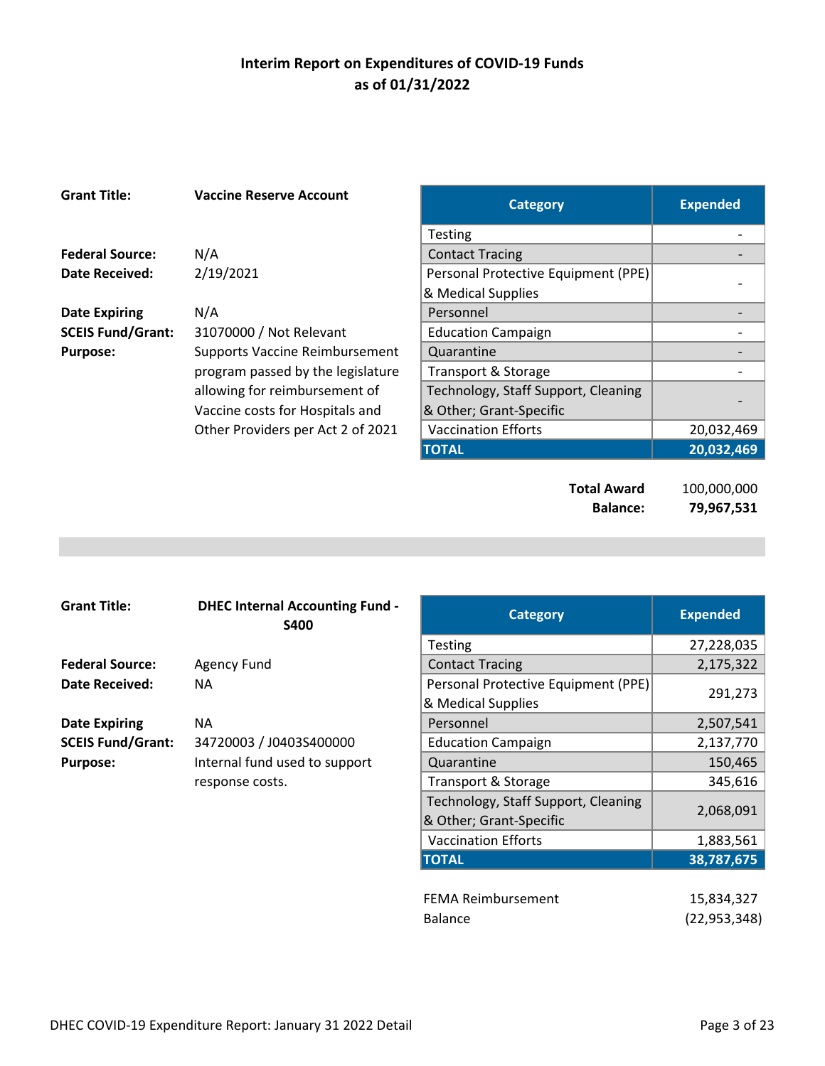# Interim Report on Expenditures of COVID-19 Funds as of 01/31/2022

**Grant Title:** **Vaccine Reserve Account**

**Federal Source:** N/A
**Date Received:** 2/19/2021

**Date Expiring** N/A
**SCEIS Fund/Grant:** 31070000 / Not Relevant
**Purpose:** Supports Vaccine Reimbursement program passed by the legislature allowing for reimbursement of Vaccine costs for Hospitals and Other Providers per Act 2 of 2021

| Category | Expended |
|---|---|
| Testing | - |
| Contact Tracing | - |
| Personal Protective Equipment (PPE) & Medical Supplies | - |
| Personnel | - |
| Education Campaign | - |
| Quarantine | - |
| Transport & Storage | - |
| Technology, Staff Support, Cleaning & Other; Grant-Specific | - |
| Vaccination Efforts | 20,032,469 |
| **TOTAL** | **20,032,469** |

| | |
|---|---|
| **Total Award** | 100,000,000 |
| **Balance:** | **79,967,531** |

---

**Grant Title:** **DHEC Internal Accounting Fund - S400**

**Federal Source:** Agency Fund
**Date Received:** NA

**Date Expiring** NA
**SCEIS Fund/Grant:** 34720003 / J0403S400000
**Purpose:** Internal fund used to support response costs.

| Category | Expended |
|---|---|
| Testing | 27,228,035 |
| Contact Tracing | 2,175,322 |
| Personal Protective Equipment (PPE) & Medical Supplies | 291,273 |
| Personnel | 2,507,541 |
| Education Campaign | 2,137,770 |
| Quarantine | 150,465 |
| Transport & Storage | 345,616 |
| Technology, Staff Support, Cleaning & Other; Grant-Specific | 2,068,091 |
| Vaccination Efforts | 1,883,561 |
| **TOTAL** | **38,787,675** |

| | |
|---|---|
| FEMA Reimbursement | 15,834,327 |
| Balance | (22,953,348) |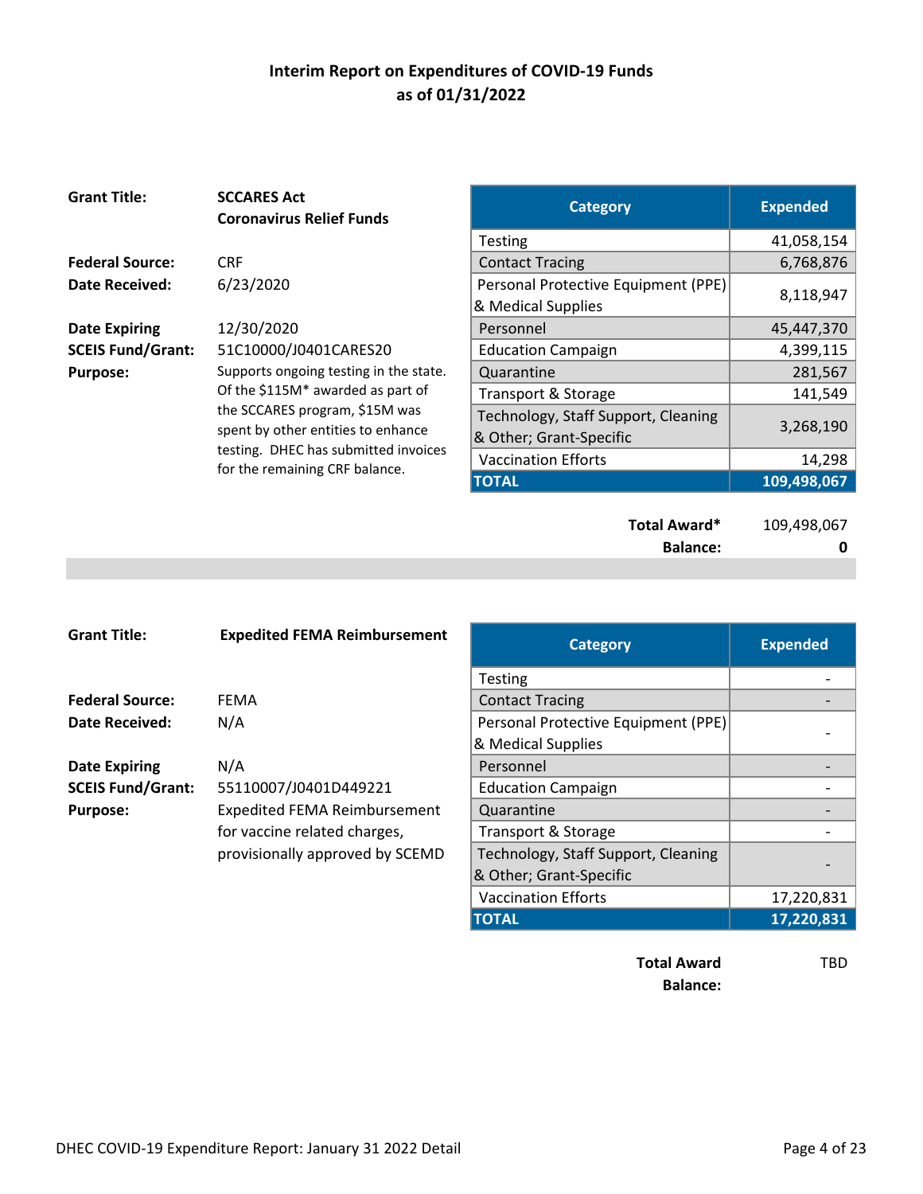# Interim Report on Expenditures of COVID-19 Funds
## as of 01/31/2022

**Grant Title:** **SCCARES Act Coronavirus Relief Funds**

**Federal Source:** CRF

**Date Received:** 6/23/2020

**Date Expiring:** 12/30/2020

**SCEIS Fund/Grant:** 51C10000/J0401CARES20

**Purpose:** Supports ongoing testing in the state. Of the $115M* awarded as part of the SCCARES program, $15M was spent by other entities to enhance testing. DHEC has submitted invoices for the remaining CRF balance.

| Category | Expended |
|---|---|
| Testing | 41,058,154 |
| Contact Tracing | 6,768,876 |
| Personal Protective Equipment (PPE) & Medical Supplies | 8,118,947 |
| Personnel | 45,447,370 |
| Education Campaign | 4,399,115 |
| Quarantine | 281,567 |
| Transport & Storage | 141,549 |
| Technology, Staff Support, Cleaning & Other; Grant-Specific | 3,268,190 |
| Vaccination Efforts | 14,298 |
| **TOTAL** | **109,498,067** |

**Total Award*** 109,498,067

**Balance:** **0**

---

**Grant Title:** **Expedited FEMA Reimbursement**

**Federal Source:** FEMA

**Date Received:** N/A

**Date Expiring:** N/A

**SCEIS Fund/Grant:** 55110007/J0401D449221

**Purpose:** Expedited FEMA Reimbursement for vaccine related charges, provisionally approved by SCEMD

| Category | Expended |
|---|---|
| Testing | - |
| Contact Tracing | - |
| Personal Protective Equipment (PPE) & Medical Supplies | - |
| Personnel | - |
| Education Campaign | - |
| Quarantine | - |
| Transport & Storage | - |
| Technology, Staff Support, Cleaning & Other; Grant-Specific | - |
| Vaccination Efforts | 17,220,831 |
| **TOTAL** | **17,220,831** |

**Total Award** TBD

**Balance:**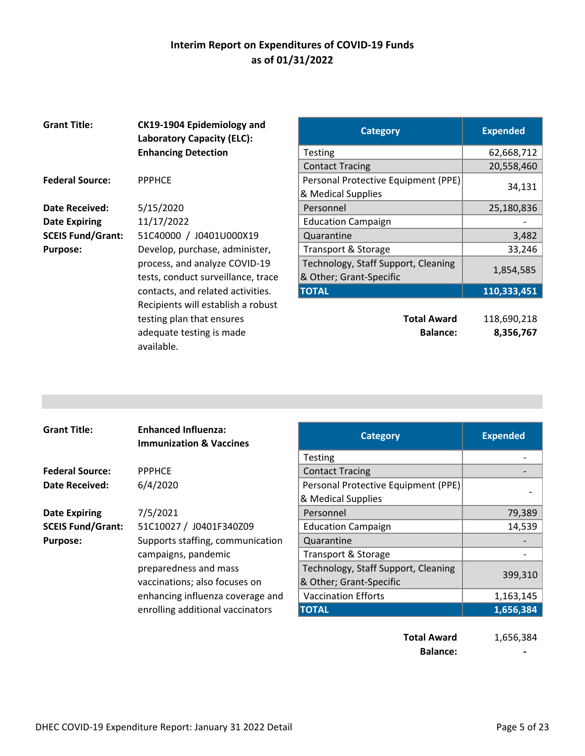# Interim Report on Expenditures of COVID-19 Funds as of 01/31/2022

**Grant Title:** **CK19-1904 Epidemiology and Laboratory Capacity (ELC): Enhancing Detection**

**Federal Source:** PPPHCE

**Date Received:** 5/15/2020

**Date Expiring** 11/17/2022

**SCEIS Fund/Grant:** 51C40000 / J0401U000X19

**Purpose:** Develop, purchase, administer, process, and analyze COVID-19 tests, conduct surveillance, trace contacts, and related activities. Recipients will establish a robust testing plan that ensures adequate testing is made available.

| Category | Expended |
|---|---|
| Testing | 62,668,712 |
| Contact Tracing | 20,558,460 |
| Personal Protective Equipment (PPE) & Medical Supplies | 34,131 |
| Personnel | 25,180,836 |
| Education Campaign | - |
| Quarantine | 3,482 |
| Transport & Storage | 33,246 |
| Technology, Staff Support, Cleaning & Other; Grant-Specific | 1,854,585 |
| **TOTAL** | **110,333,451** |

| | |
|---|---|
| **Total Award** | 118,690,218 |
| **Balance:** | **8,356,767** |

---

**Grant Title:** **Enhanced Influenza: Immunization & Vaccines**

**Federal Source:** PPPHCE

**Date Received:** 6/4/2020

**Date Expiring** 7/5/2021

**SCEIS Fund/Grant:** 51C10027 / J0401F340Z09

**Purpose:** Supports staffing, communication campaigns, pandemic preparedness and mass vaccinations; also focuses on enhancing influenza coverage and enrolling additional vaccinators

| Category | Expended |
|---|---|
| Testing | - |
| Contact Tracing | - |
| Personal Protective Equipment (PPE) & Medical Supplies | - |
| Personnel | 79,389 |
| Education Campaign | 14,539 |
| Quarantine | - |
| Transport & Storage | - |
| Technology, Staff Support, Cleaning & Other; Grant-Specific | 399,310 |
| Vaccination Efforts | 1,163,145 |
| **TOTAL** | **1,656,384** |

| | |
|---|---|
| **Total Award** | 1,656,384 |
| **Balance:** | **-** |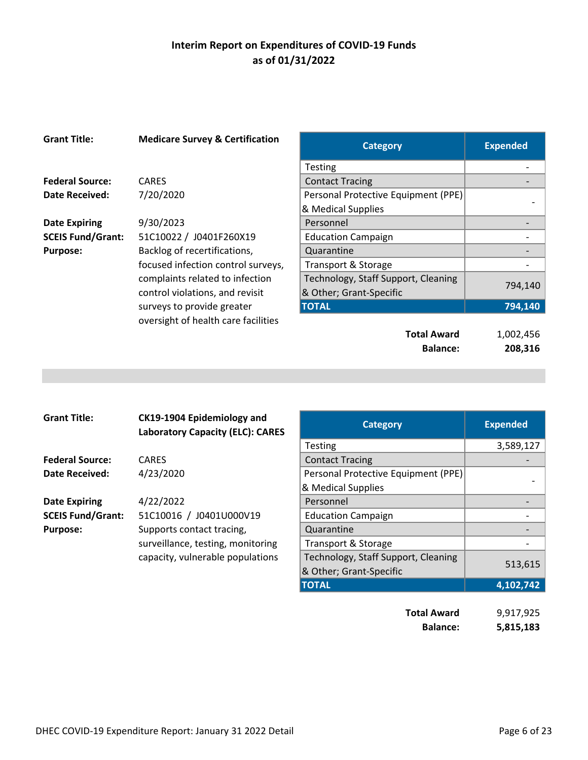# Interim Report on Expenditures of COVID-19 Funds as of 01/31/2022

**Grant Title:** **Medicare Survey & Certification**

**Federal Source:** CARES
**Date Received:** 7/20/2020

**Date Expiring** 9/30/2023
**SCEIS Fund/Grant:** 51C10022 / J0401F260X19
**Purpose:** Backlog of recertifications, focused infection control surveys, complaints related to infection control violations, and revisit surveys to provide greater oversight of health care facilities

| Category | Expended |
|---|---|
| Testing | - |
| Contact Tracing | - |
| Personal Protective Equipment (PPE) & Medical Supplies | - |
| Personnel | - |
| Education Campaign | - |
| Quarantine | - |
| Transport & Storage | - |
| Technology, Staff Support, Cleaning & Other; Grant-Specific | 794,140 |
| **TOTAL** | **794,140** |

**Total Award** 1,002,456
**Balance:** **208,316**

---

**Grant Title:** **CK19-1904 Epidemiology and Laboratory Capacity (ELC): CARES**

**Federal Source:** CARES
**Date Received:** 4/23/2020

**Date Expiring** 4/22/2022
**SCEIS Fund/Grant:** 51C10016 / J0401U000V19
**Purpose:** Supports contact tracing, surveillance, testing, monitoring capacity, vulnerable populations

| Category | Expended |
|---|---|
| Testing | 3,589,127 |
| Contact Tracing | - |
| Personal Protective Equipment (PPE) & Medical Supplies | - |
| Personnel | - |
| Education Campaign | - |
| Quarantine | - |
| Transport & Storage | - |
| Technology, Staff Support, Cleaning & Other; Grant-Specific | 513,615 |
| **TOTAL** | **4,102,742** |

**Total Award** 9,917,925
**Balance:** **5,815,183**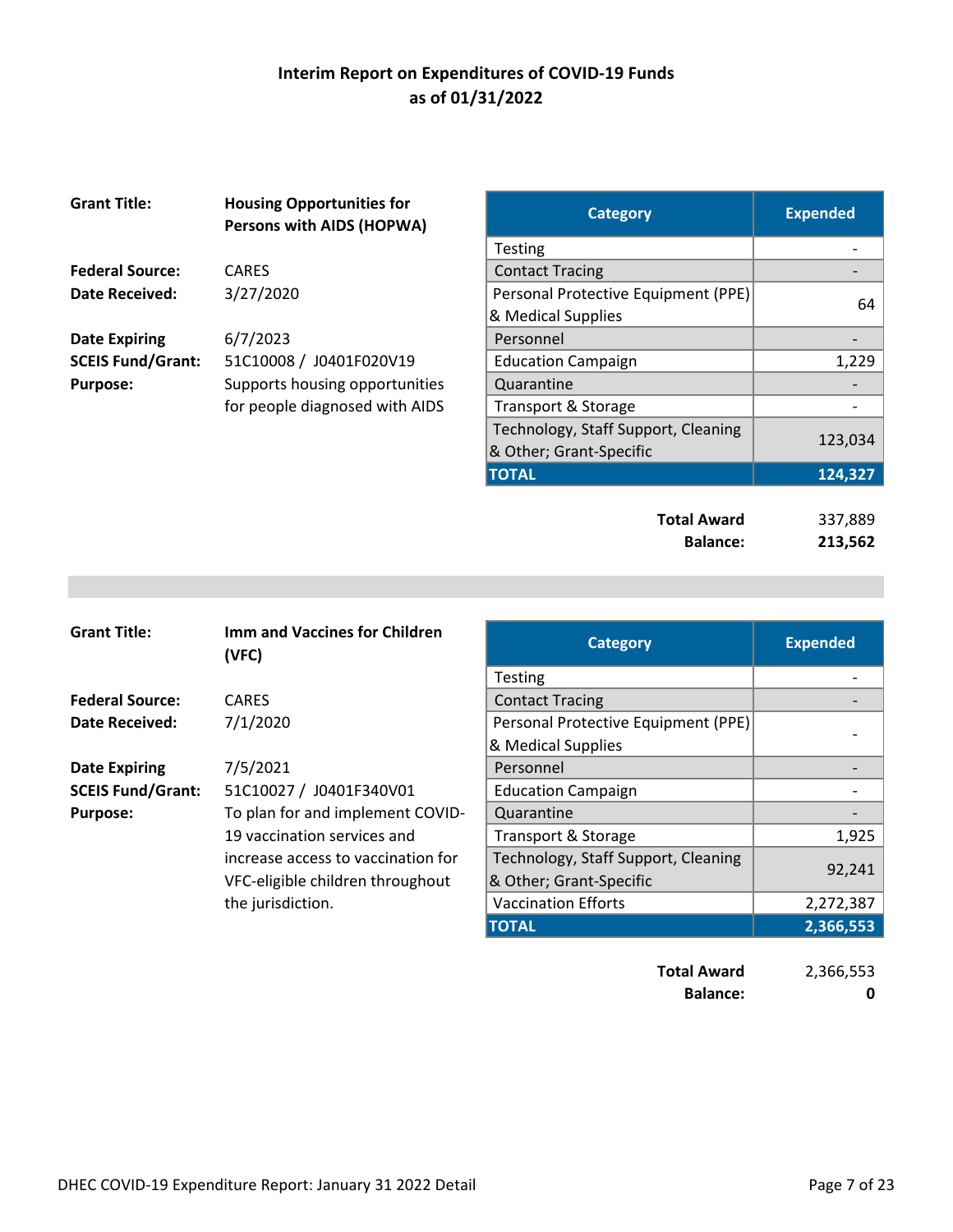# Interim Report on Expenditures of COVID-19 Funds
## as of 01/31/2022

**Grant Title:** **Housing Opportunities for Persons with AIDS (HOPWA)**

**Federal Source:** CARES
**Date Received:** 3/27/2020

**Date Expiring** 6/7/2023
**SCEIS Fund/Grant:** 51C10008 / J0401F020V19
**Purpose:** Supports housing opportunities for people diagnosed with AIDS

| Category | Expended |
|---|---|
| Testing | - |
| Contact Tracing | - |
| Personal Protective Equipment (PPE) & Medical Supplies | 64 |
| Personnel | - |
| Education Campaign | 1,229 |
| Quarantine | - |
| Transport & Storage | - |
| Technology, Staff Support, Cleaning & Other; Grant-Specific | 123,034 |
| **TOTAL** | **124,327** |

**Total Award** 337,889
**Balance:** **213,562**

---

**Grant Title:** **Imm and Vaccines for Children (VFC)**

**Federal Source:** CARES
**Date Received:** 7/1/2020

**Date Expiring** 7/5/2021
**SCEIS Fund/Grant:** 51C10027 / J0401F340V01
**Purpose:** To plan for and implement COVID-19 vaccination services and increase access to vaccination for VFC-eligible children throughout the jurisdiction.

| Category | Expended |
|---|---|
| Testing | - |
| Contact Tracing | - |
| Personal Protective Equipment (PPE) & Medical Supplies | - |
| Personnel | - |
| Education Campaign | - |
| Quarantine | - |
| Transport & Storage | 1,925 |
| Technology, Staff Support, Cleaning & Other; Grant-Specific | 92,241 |
| Vaccination Efforts | 2,272,387 |
| **TOTAL** | **2,366,553** |

**Total Award** 2,366,553
**Balance:** **0**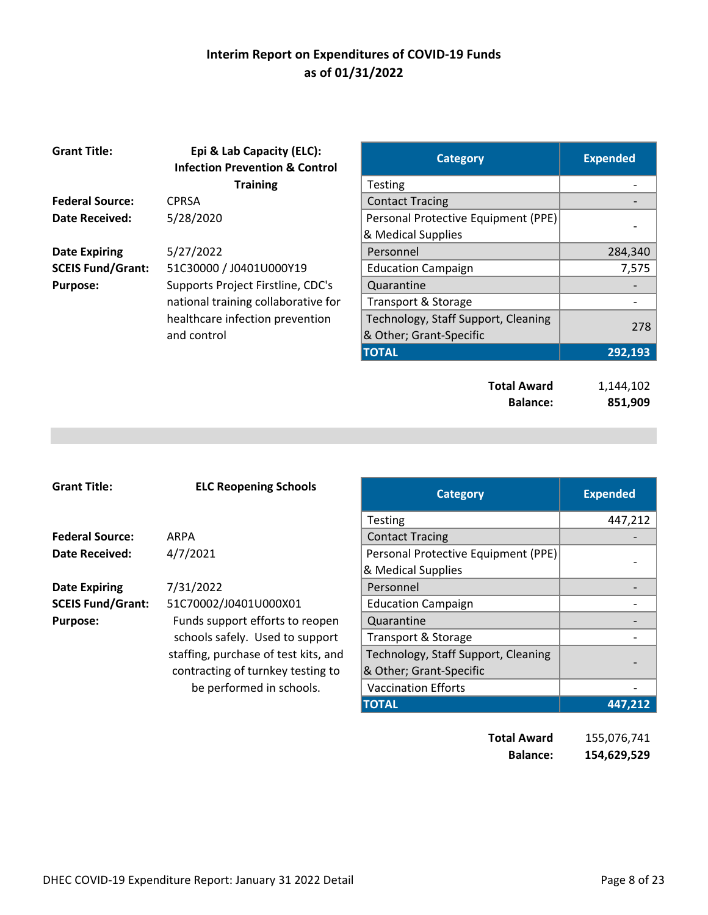# Interim Report on Expenditures of COVID-19 Funds
## as of 01/31/2022

**Grant Title:** **Epi & Lab Capacity (ELC): Infection Prevention & Control Training**

**Federal Source:** CPRSA

**Date Received:** 5/28/2020

**Date Expiring** 5/27/2022

**SCEIS Fund/Grant:** 51C30000 / J0401U000Y19

**Purpose:** Supports Project Firstline, CDC's national training collaborative for healthcare infection prevention and control

| Category | Expended |
| --- | --- |
| Testing | - |
| Contact Tracing | - |
| Personal Protective Equipment (PPE) & Medical Supplies | - |
| Personnel | 284,340 |
| Education Campaign | 7,575 |
| Quarantine | - |
| Transport & Storage | - |
| Technology, Staff Support, Cleaning & Other; Grant-Specific | 278 |
| **TOTAL** | **292,193** |

**Total Award** 1,144,102

**Balance:** **851,909**

---

**Grant Title:** **ELC Reopening Schools**

**Federal Source:** ARPA

**Date Received:** 4/7/2021

**Date Expiring** 7/31/2022

**SCEIS Fund/Grant:** 51C70002/J0401U000X01

**Purpose:** Funds support efforts to reopen schools safely. Used to support staffing, purchase of test kits, and contracting of turnkey testing to be performed in schools.

| Category | Expended |
| --- | --- |
| Testing | 447,212 |
| Contact Tracing | - |
| Personal Protective Equipment (PPE) & Medical Supplies | - |
| Personnel | - |
| Education Campaign | - |
| Quarantine | - |
| Transport & Storage | - |
| Technology, Staff Support, Cleaning & Other; Grant-Specific | - |
| Vaccination Efforts | - |
| **TOTAL** | **447,212** |

**Total Award** 155,076,741

**Balance:** **154,629,529**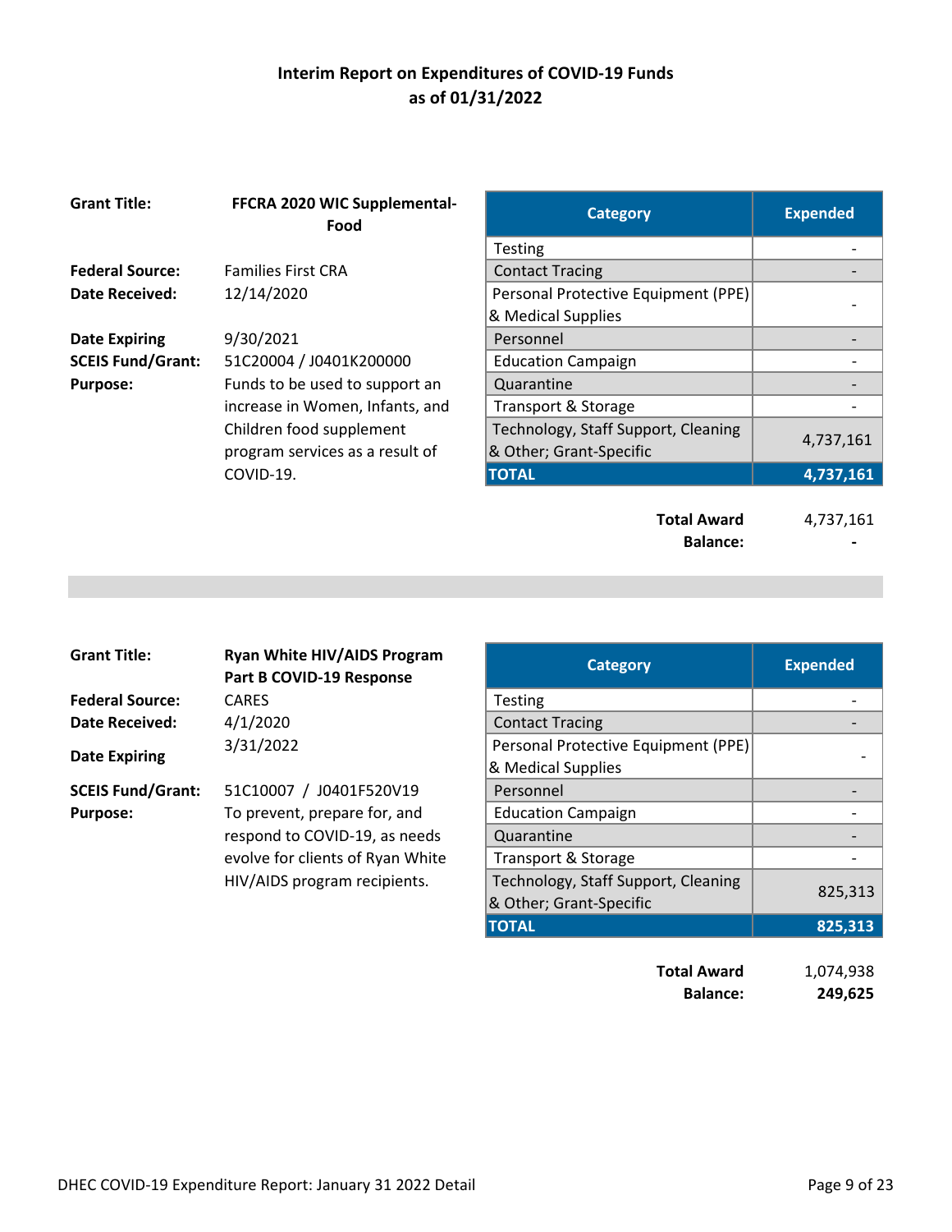# Interim Report on Expenditures of COVID-19 Funds
## as of 01/31/2022

**Grant Title:** FFCRA 2020 WIC Supplemental-Food

**Federal Source:** Families First CRA

**Date Received:** 12/14/2020

**Date Expiring:** 9/30/2021

**SCEIS Fund/Grant:** 51C20004 / J0401K200000

**Purpose:** Funds to be used to support an increase in Women, Infants, and Children food supplement program services as a result of COVID-19.

| Category | Expended |
|---|---|
| Testing | - |
| Contact Tracing | - |
| Personal Protective Equipment (PPE) & Medical Supplies | - |
| Personnel | - |
| Education Campaign | - |
| Quarantine | - |
| Transport & Storage | - |
| Technology, Staff Support, Cleaning & Other; Grant-Specific | 4,737,161 |
| **TOTAL** | **4,737,161** |

**Total Award** 4,737,161
**Balance:** **-**

---

**Grant Title:** Ryan White HIV/AIDS Program Part B COVID-19 Response

**Federal Source:** CARES

**Date Received:** 4/1/2020

**Date Expiring:** 3/31/2022

**SCEIS Fund/Grant:** 51C10007 / J0401F520V19

**Purpose:** To prevent, prepare for, and respond to COVID-19, as needs evolve for clients of Ryan White HIV/AIDS program recipients.

| Category | Expended |
|---|---|
| Testing | - |
| Contact Tracing | - |
| Personal Protective Equipment (PPE) & Medical Supplies | - |
| Personnel | - |
| Education Campaign | - |
| Quarantine | - |
| Transport & Storage | - |
| Technology, Staff Support, Cleaning & Other; Grant-Specific | 825,313 |
| **TOTAL** | **825,313** |

**Total Award** 1,074,938
**Balance:** **249,625**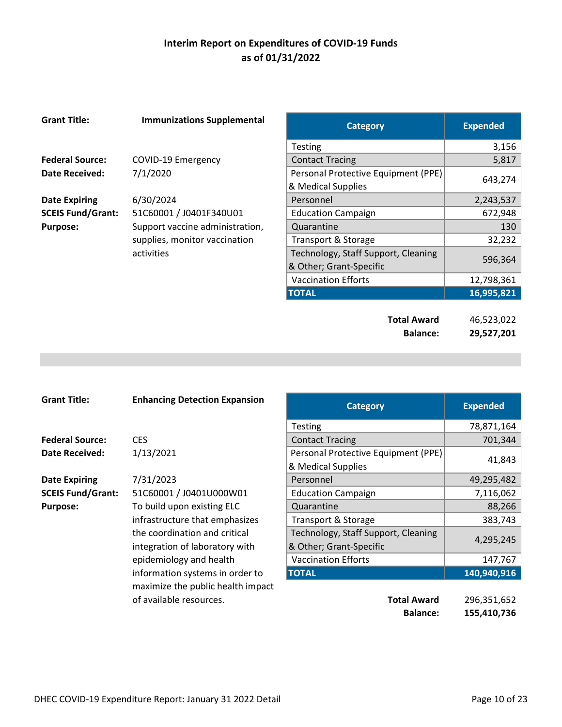# Interim Report on Expenditures of COVID-19 Funds as of 01/31/2022

**Grant Title:** **Immunizations Supplemental**

**Federal Source:** COVID-19 Emergency
**Date Received:** 7/1/2020
**Date Expiring** 6/30/2024
**SCEIS Fund/Grant:** 51C60001 / J0401F340U01
**Purpose:** Support vaccine administration, supplies, monitor vaccination activities

| Category | Expended |
| --- | ---: |
| Testing | 3,156 |
| Contact Tracing | 5,817 |
| Personal Protective Equipment (PPE) & Medical Supplies | 643,274 |
| Personnel | 2,243,537 |
| Education Campaign | 672,948 |
| Quarantine | 130 |
| Transport & Storage | 32,232 |
| Technology, Staff Support, Cleaning & Other; Grant-Specific | 596,364 |
| Vaccination Efforts | 12,798,361 |
| **TOTAL** | **16,995,821** |

**Total Award** 46,523,022
**Balance:** **29,527,201**

---

**Grant Title:** **Enhancing Detection Expansion**

**Federal Source:** CES
**Date Received:** 1/13/2021
**Date Expiring** 7/31/2023
**SCEIS Fund/Grant:** 51C60001 / J0401U000W01
**Purpose:** To build upon existing ELC infrastructure that emphasizes the coordination and critical integration of laboratory with epidemiology and health information systems in order to maximize the public health impact of available resources.

| Category | Expended |
| --- | ---: |
| Testing | 78,871,164 |
| Contact Tracing | 701,344 |
| Personal Protective Equipment (PPE) & Medical Supplies | 41,843 |
| Personnel | 49,295,482 |
| Education Campaign | 7,116,062 |
| Quarantine | 88,266 |
| Transport & Storage | 383,743 |
| Technology, Staff Support, Cleaning & Other; Grant-Specific | 4,295,245 |
| Vaccination Efforts | 147,767 |
| **TOTAL** | **140,940,916** |

**Total Award** 296,351,652
**Balance:** **155,410,736**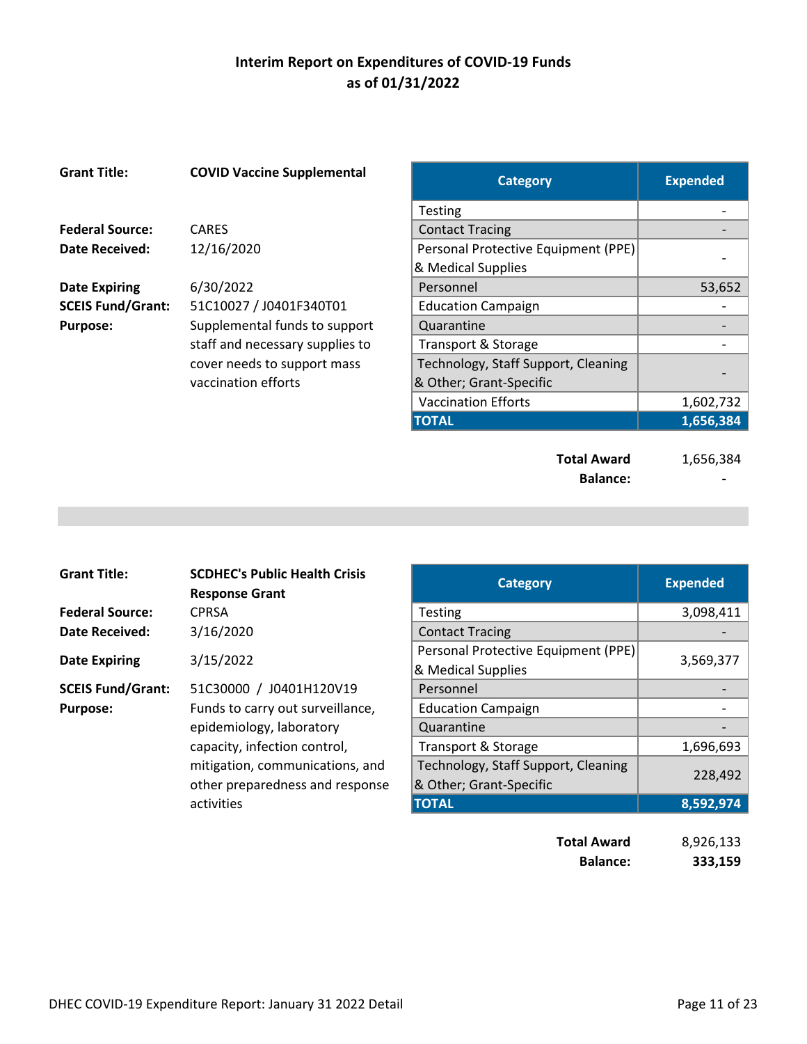# Interim Report on Expenditures of COVID-19 Funds as of 01/31/2022

**Grant Title:** **COVID Vaccine Supplemental**

**Federal Source:** CARES

**Date Received:** 12/16/2020

**Date Expiring:** 6/30/2022

**SCEIS Fund/Grant:** 51C10027 / J0401F340T01

**Purpose:** Supplemental funds to support staff and necessary supplies to cover needs to support mass vaccination efforts

| Category | Expended |
|---|---|
| Testing | - |
| Contact Tracing | - |
| Personal Protective Equipment (PPE) & Medical Supplies | - |
| Personnel | 53,652 |
| Education Campaign | - |
| Quarantine | - |
| Transport & Storage | - |
| Technology, Staff Support, Cleaning & Other; Grant-Specific | - |
| Vaccination Efforts | 1,602,732 |
| **TOTAL** | **1,656,384** |

**Total Award** 1,656,384

**Balance:** **-**

---

**Grant Title:** **SCDHEC's Public Health Crisis Response Grant**

**Federal Source:** CPRSA

**Date Received:** 3/16/2020

**Date Expiring:** 3/15/2022

**SCEIS Fund/Grant:** 51C30000 / J0401H120V19

**Purpose:** Funds to carry out surveillance, epidemiology, laboratory capacity, infection control, mitigation, communications, and other preparedness and response activities

| Category | Expended |
|---|---|
| Testing | 3,098,411 |
| Contact Tracing | - |
| Personal Protective Equipment (PPE) & Medical Supplies | 3,569,377 |
| Personnel | - |
| Education Campaign | - |
| Quarantine | - |
| Transport & Storage | 1,696,693 |
| Technology, Staff Support, Cleaning & Other; Grant-Specific | 228,492 |
| **TOTAL** | **8,592,974** |

**Total Award** 8,926,133

**Balance:** **333,159**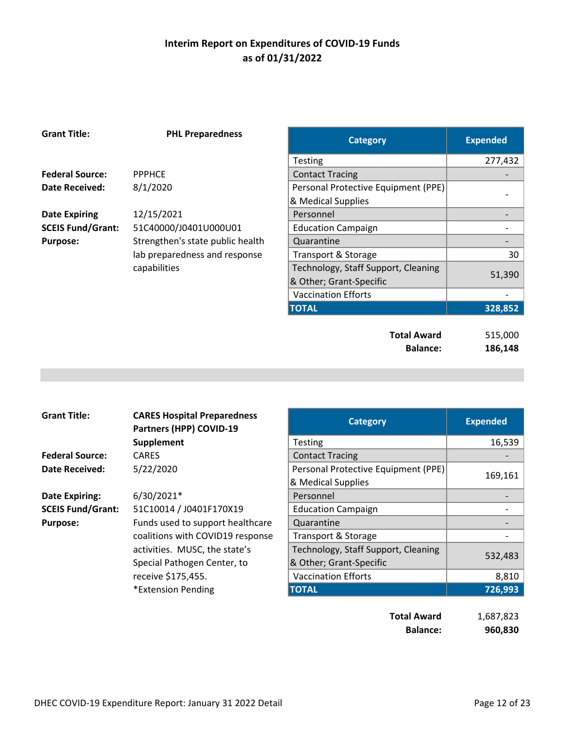# Interim Report on Expenditures of COVID-19 Funds as of 01/31/2022

**Grant Title:** **PHL Preparedness**

**Federal Source:** PPPHCE
**Date Received:** 8/1/2020
**Date Expiring** 12/15/2021
**SCEIS Fund/Grant:** 51C40000/J0401U000U01
**Purpose:** Strengthen's state public health lab preparedness and response capabilities

| Category | Expended |
|---|---:|
| Testing | 277,432 |
| Contact Tracing | - |
| Personal Protective Equipment (PPE) & Medical Supplies | - |
| Personnel | - |
| Education Campaign | - |
| Quarantine | - |
| Transport & Storage | 30 |
| Technology, Staff Support, Cleaning & Other; Grant-Specific | 51,390 |
| Vaccination Efforts | - |
| **TOTAL** | **328,852** |

**Total Award** 515,000
**Balance:** **186,148**

---

**Grant Title:** **CARES Hospital Preparedness Partners (HPP) COVID-19 Supplement**

**Federal Source:** CARES
**Date Received:** 5/22/2020
**Date Expiring:** 6/30/2021*
**SCEIS Fund/Grant:** 51C10014 / J0401F170X19
**Purpose:** Funds used to support healthcare coalitions with COVID19 response activities. MUSC, the state's Special Pathogen Center, to receive $175,455.
*Extension Pending

| Category | Expended |
|---|---:|
| Testing | 16,539 |
| Contact Tracing | - |
| Personal Protective Equipment (PPE) & Medical Supplies | 169,161 |
| Personnel | - |
| Education Campaign | - |
| Quarantine | - |
| Transport & Storage | - |
| Technology, Staff Support, Cleaning & Other; Grant-Specific | 532,483 |
| Vaccination Efforts | 8,810 |
| **TOTAL** | **726,993** |

**Total Award** 1,687,823
**Balance:** **960,830**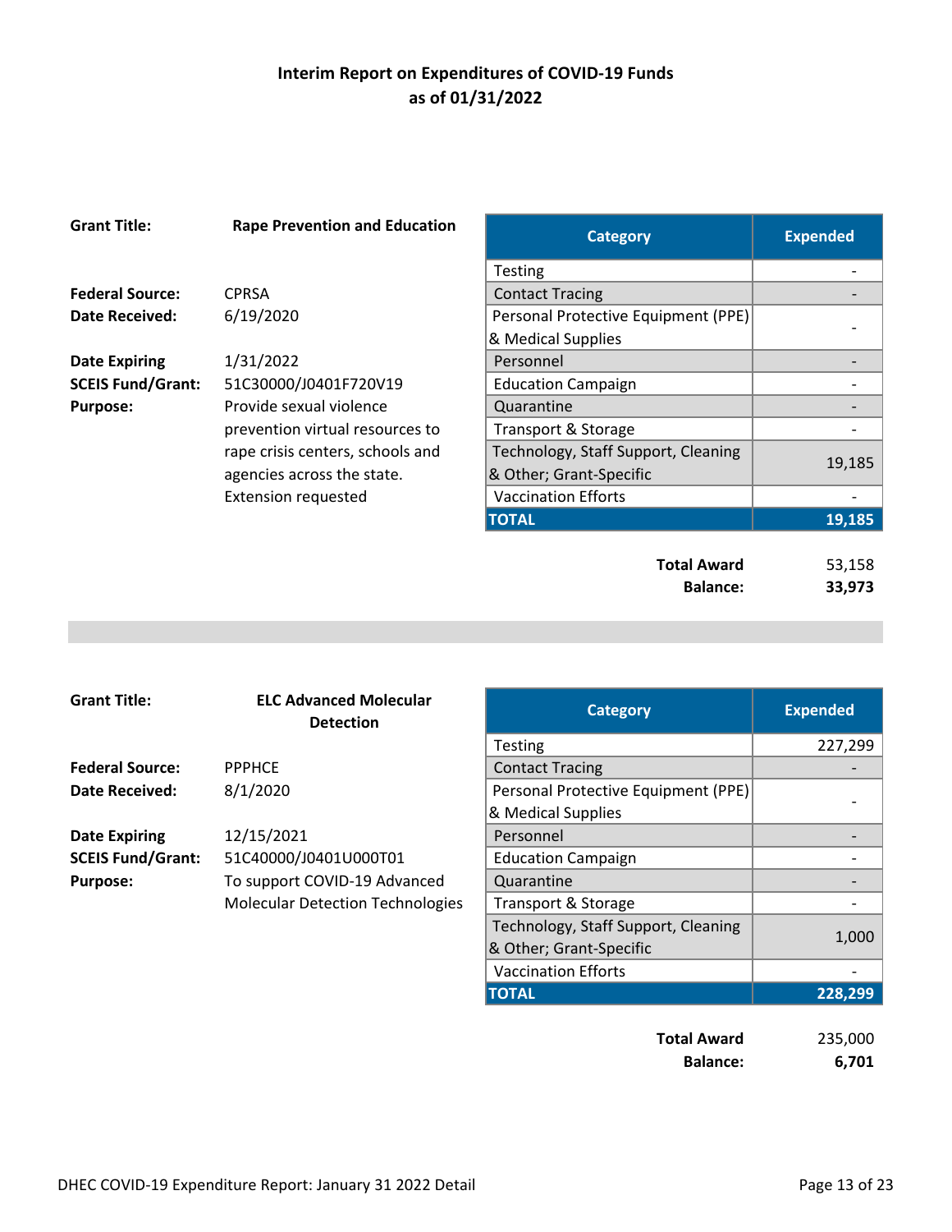# Interim Report on Expenditures of COVID-19 Funds as of 01/31/2022

**Grant Title:** Rape Prevention and Education

**Federal Source:** CPRSA
**Date Received:** 6/19/2020
**Date Expiring** 1/31/2022
**SCEIS Fund/Grant:** 51C30000/J0401F720V19
**Purpose:** Provide sexual violence prevention virtual resources to rape crisis centers, schools and agencies across the state. Extension requested

| Category | Expended |
|---|---|
| Testing | - |
| Contact Tracing | - |
| Personal Protective Equipment (PPE) & Medical Supplies | - |
| Personnel | - |
| Education Campaign | - |
| Quarantine | - |
| Transport & Storage | - |
| Technology, Staff Support, Cleaning & Other; Grant-Specific | 19,185 |
| Vaccination Efforts | - |
| **TOTAL** | **19,185** |

**Total Award** 53,158
**Balance:** **33,973**

---

**Grant Title:** ELC Advanced Molecular Detection

**Federal Source:** PPPHCE
**Date Received:** 8/1/2020
**Date Expiring** 12/15/2021
**SCEIS Fund/Grant:** 51C40000/J0401U000T01
**Purpose:** To support COVID-19 Advanced Molecular Detection Technologies

| Category | Expended |
|---|---|
| Testing | 227,299 |
| Contact Tracing | - |
| Personal Protective Equipment (PPE) & Medical Supplies | - |
| Personnel | - |
| Education Campaign | - |
| Quarantine | - |
| Transport & Storage | - |
| Technology, Staff Support, Cleaning & Other; Grant-Specific | 1,000 |
| Vaccination Efforts | - |
| **TOTAL** | **228,299** |

**Total Award** 235,000
**Balance:** **6,701**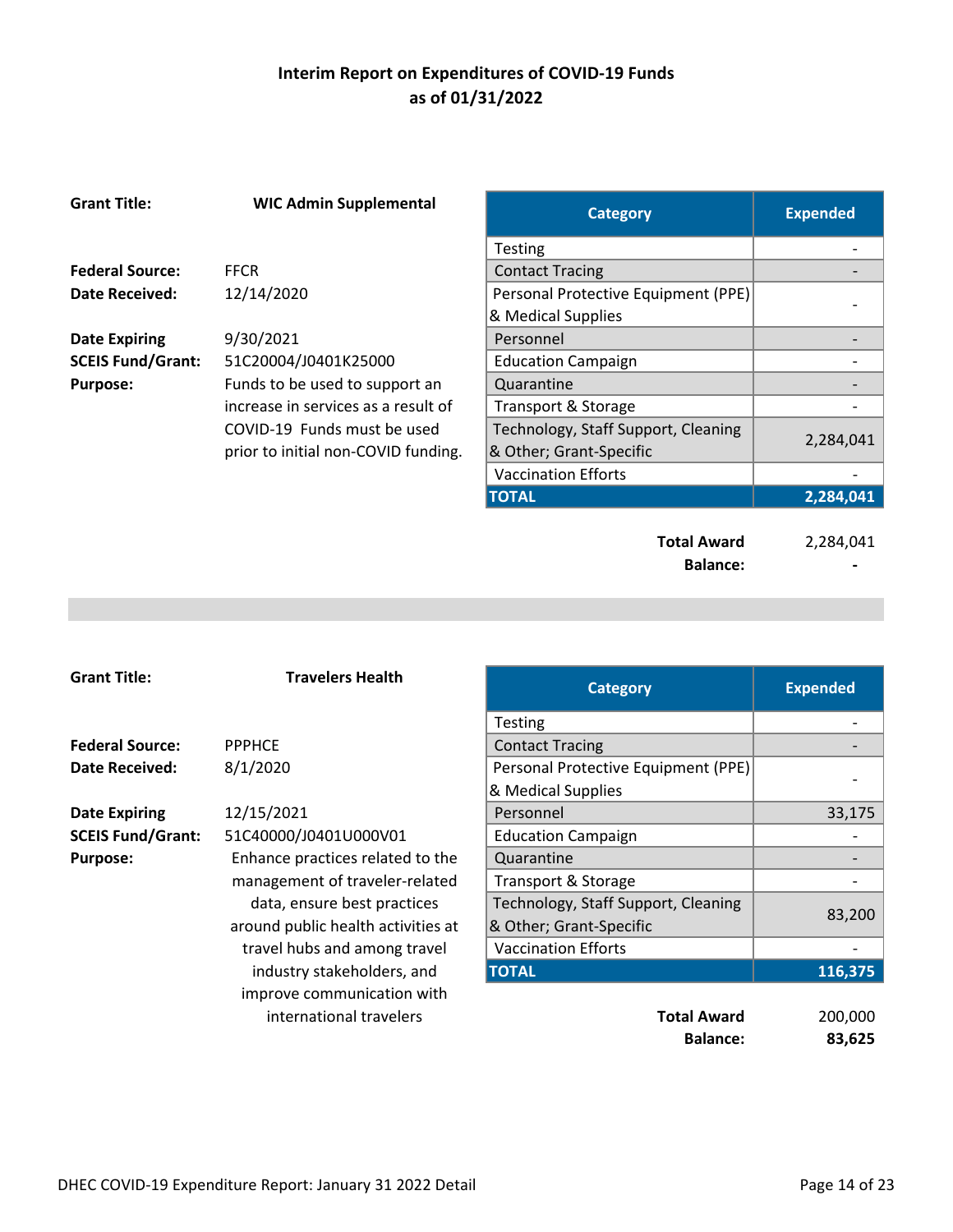## Interim Report on Expenditures of COVID-19 Funds
## as of 01/31/2022

**Grant Title:** **WIC Admin Supplemental**

**Federal Source:** FFCR
**Date Received:** 12/14/2020
**Date Expiring** 9/30/2021
**SCEIS Fund/Grant:** 51C20004/J0401K25000
**Purpose:** Funds to be used to support an increase in services as a result of COVID-19 Funds must be used prior to initial non-COVID funding.

| Category | Expended |
|---|---|
| Testing | - |
| Contact Tracing | - |
| Personal Protective Equipment (PPE) & Medical Supplies | - |
| Personnel | - |
| Education Campaign | - |
| Quarantine | - |
| Transport & Storage | - |
| Technology, Staff Support, Cleaning & Other; Grant-Specific | 2,284,041 |
| Vaccination Efforts | - |
| **TOTAL** | **2,284,041** |

**Total Award** 2,284,041
**Balance:** **-**

---

**Grant Title:** **Travelers Health**

**Federal Source:** PPPHCE
**Date Received:** 8/1/2020
**Date Expiring** 12/15/2021
**SCEIS Fund/Grant:** 51C40000/J0401U000V01
**Purpose:** Enhance practices related to the management of traveler-related data, ensure best practices around public health activities at travel hubs and among travel industry stakeholders, and improve communication with international travelers

| Category | Expended |
|---|---|
| Testing | - |
| Contact Tracing | - |
| Personal Protective Equipment (PPE) & Medical Supplies | - |
| Personnel | 33,175 |
| Education Campaign | - |
| Quarantine | - |
| Transport & Storage | - |
| Technology, Staff Support, Cleaning & Other; Grant-Specific | 83,200 |
| Vaccination Efforts | - |
| **TOTAL** | **116,375** |

**Total Award** 200,000
**Balance:** **83,625**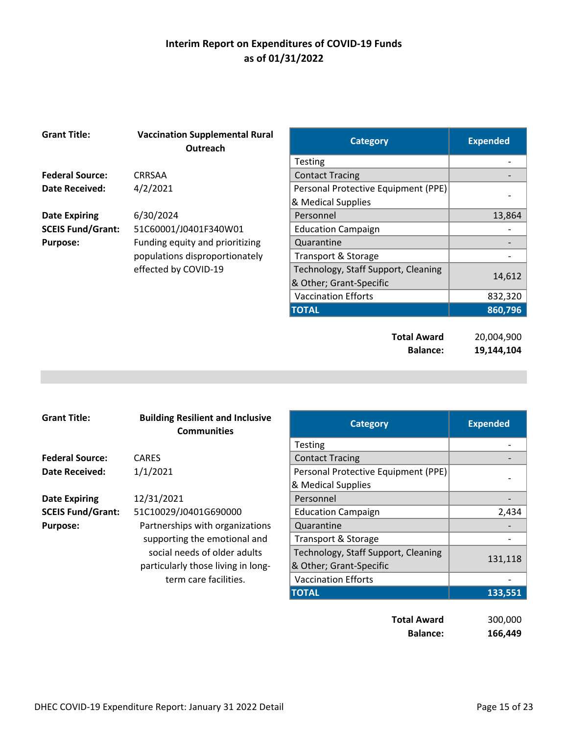# Interim Report on Expenditures of COVID-19 Funds as of 01/31/2022

**Grant Title:** **Vaccination Supplemental Rural Outreach**

**Federal Source:** CRRSAA
**Date Received:** 4/2/2021
**Date Expiring** 6/30/2024
**SCEIS Fund/Grant:** 51C60001/J0401F340W01
**Purpose:** Funding equity and prioritizing populations disproportionately effected by COVID-19

| Category | Expended |
|---|---|
| Testing | - |
| Contact Tracing | - |
| Personal Protective Equipment (PPE) & Medical Supplies | - |
| Personnel | 13,864 |
| Education Campaign | - |
| Quarantine | - |
| Transport & Storage | - |
| Technology, Staff Support, Cleaning & Other; Grant-Specific | 14,612 |
| Vaccination Efforts | 832,320 |
| **TOTAL** | **860,796** |

**Total Award** 20,004,900
**Balance:** **19,144,104**

---

**Grant Title:** **Building Resilient and Inclusive Communities**

**Federal Source:** CARES
**Date Received:** 1/1/2021
**Date Expiring** 12/31/2021
**SCEIS Fund/Grant:** 51C10029/J0401G690000
**Purpose:** Partnerships with organizations supporting the emotional and social needs of older adults particularly those living in long-term care facilities.

| Category | Expended |
|---|---|
| Testing | - |
| Contact Tracing | - |
| Personal Protective Equipment (PPE) & Medical Supplies | - |
| Personnel | - |
| Education Campaign | 2,434 |
| Quarantine | - |
| Transport & Storage | - |
| Technology, Staff Support, Cleaning & Other; Grant-Specific | 131,118 |
| Vaccination Efforts | - |
| **TOTAL** | **133,551** |

**Total Award** 300,000
**Balance:** **166,449**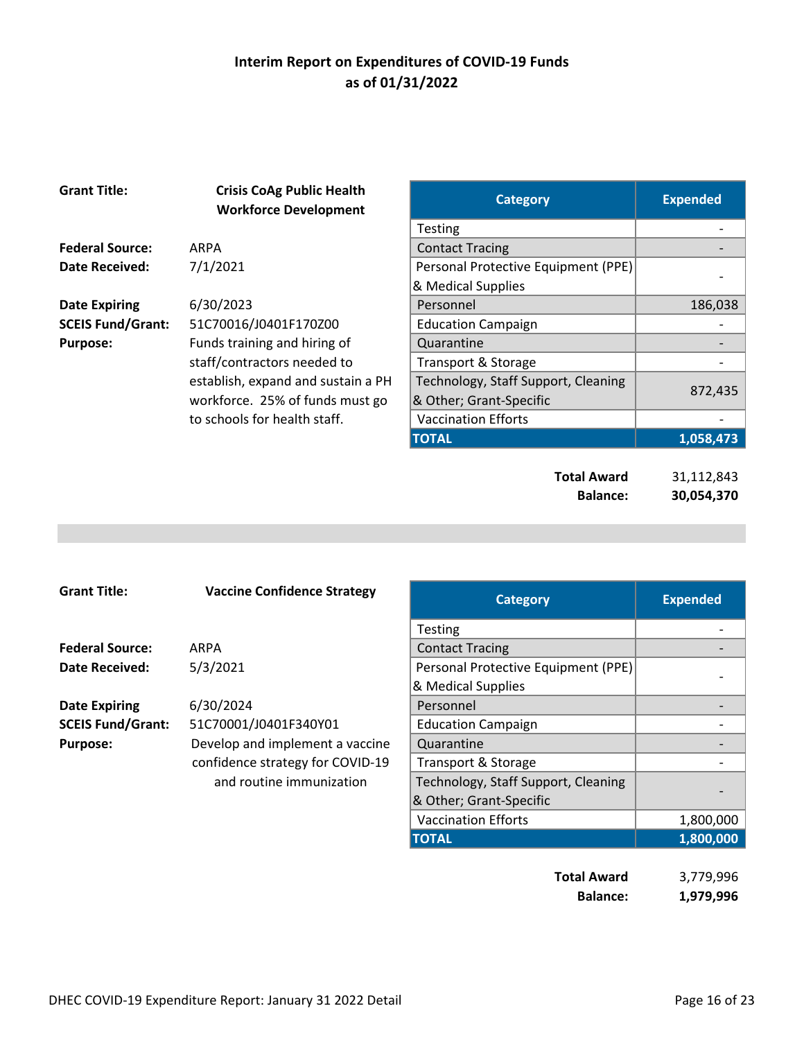# Interim Report on Expenditures of COVID-19 Funds as of 01/31/2022

**Grant Title:** **Crisis CoAg Public Health Workforce Development**

**Federal Source:** ARPA
**Date Received:** 7/1/2021
**Date Expiring** 6/30/2023
**SCEIS Fund/Grant:** 51C70016/J0401F170Z00
**Purpose:** Funds training and hiring of staff/contractors needed to establish, expand and sustain a PH workforce. 25% of funds must go to schools for health staff.

| Category | Expended |
|---|---|
| Testing | - |
| Contact Tracing | - |
| Personal Protective Equipment (PPE) & Medical Supplies | - |
| Personnel | 186,038 |
| Education Campaign | - |
| Quarantine | - |
| Transport & Storage | - |
| Technology, Staff Support, Cleaning & Other; Grant-Specific | 872,435 |
| Vaccination Efforts | - |
| **TOTAL** | **1,058,473** |

**Total Award** 31,112,843
**Balance:** **30,054,370**

---

**Grant Title:** **Vaccine Confidence Strategy**

**Federal Source:** ARPA
**Date Received:** 5/3/2021
**Date Expiring** 6/30/2024
**SCEIS Fund/Grant:** 51C70001/J0401F340Y01
**Purpose:** Develop and implement a vaccine confidence strategy for COVID-19 and routine immunization

| Category | Expended |
|---|---|
| Testing | - |
| Contact Tracing | - |
| Personal Protective Equipment (PPE) & Medical Supplies | - |
| Personnel | - |
| Education Campaign | - |
| Quarantine | - |
| Transport & Storage | - |
| Technology, Staff Support, Cleaning & Other; Grant-Specific | - |
| Vaccination Efforts | 1,800,000 |
| **TOTAL** | **1,800,000** |

**Total Award** 3,779,996
**Balance:** **1,979,996**

DHEC COVID-19 Expenditure Report: January 31 2022 Detail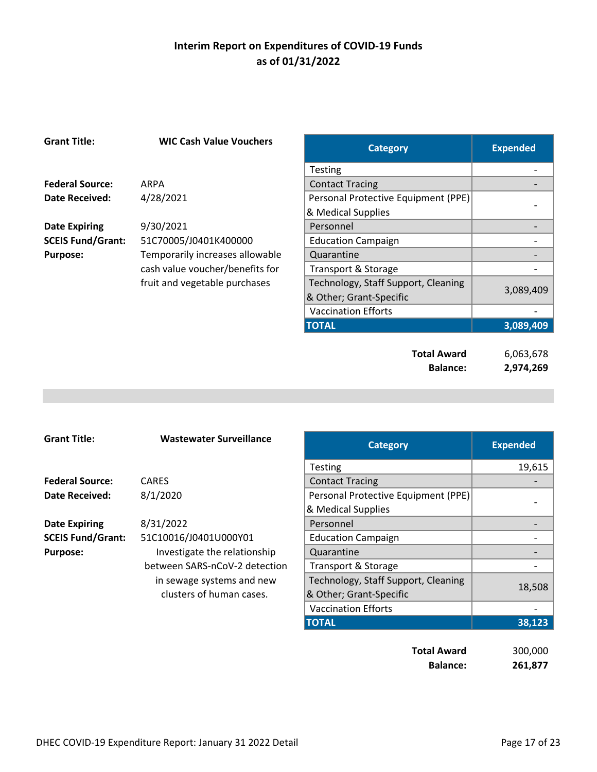# Interim Report on Expenditures of COVID-19 Funds as of 01/31/2022

**Grant Title:** **WIC Cash Value Vouchers**

**Federal Source:** ARPA
**Date Received:** 4/28/2021
**Date Expiring** 9/30/2021
**SCEIS Fund/Grant:** 51C70005/J0401K400000
**Purpose:** Temporarily increases allowable cash value voucher/benefits for fruit and vegetable purchases

| Category | Expended |
|---|---:|
| Testing | - |
| Contact Tracing | - |
| Personal Protective Equipment (PPE) & Medical Supplies | - |
| Personnel | - |
| Education Campaign | - |
| Quarantine | - |
| Transport & Storage | - |
| Technology, Staff Support, Cleaning & Other; Grant-Specific | 3,089,409 |
| Vaccination Efforts | - |
| **TOTAL** | **3,089,409** |

**Total Award** 6,063,678
**Balance:** **2,974,269**

---

**Grant Title:** **Wastewater Surveillance**

**Federal Source:** CARES
**Date Received:** 8/1/2020
**Date Expiring** 8/31/2022
**SCEIS Fund/Grant:** 51C10016/J0401U000Y01
**Purpose:** Investigate the relationship between SARS-nCoV-2 detection in sewage systems and new clusters of human cases.

| Category | Expended |
|---|---:|
| Testing | 19,615 |
| Contact Tracing | - |
| Personal Protective Equipment (PPE) & Medical Supplies | - |
| Personnel | - |
| Education Campaign | - |
| Quarantine | - |
| Transport & Storage | - |
| Technology, Staff Support, Cleaning & Other; Grant-Specific | 18,508 |
| Vaccination Efforts | - |
| **TOTAL** | **38,123** |

**Total Award** 300,000
**Balance:** **261,877**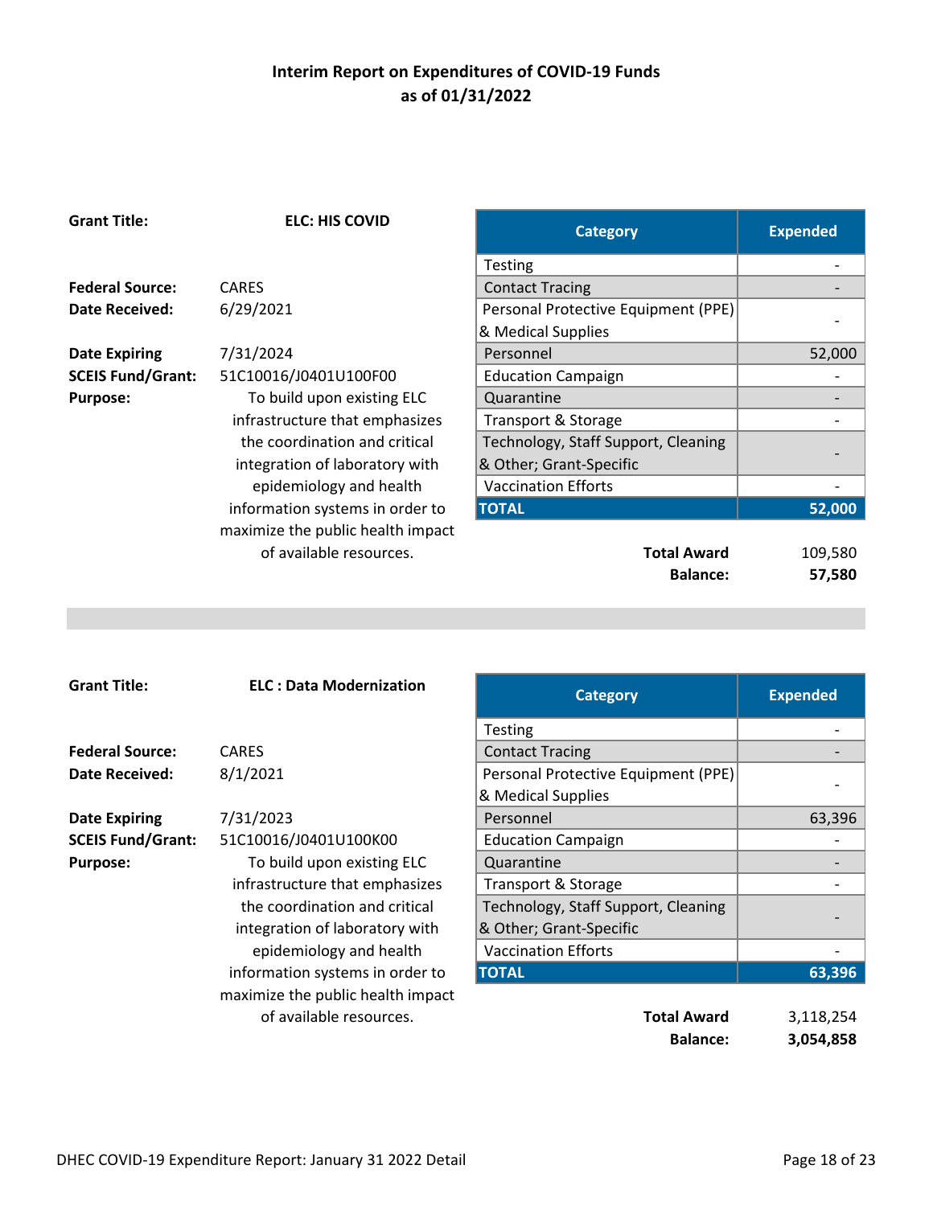# Interim Report on Expenditures of COVID-19 Funds as of 01/31/2022

**Grant Title:** **ELC: HIS COVID**

**Federal Source:** CARES
**Date Received:** 6/29/2021
**Date Expiring** 7/31/2024
**SCEIS Fund/Grant:** 51C10016/J0401U100F00
**Purpose:** To build upon existing ELC infrastructure that emphasizes the coordination and critical integration of laboratory with epidemiology and health information systems in order to maximize the public health impact of available resources.

| Category | Expended |
|---|---|
| Testing | - |
| Contact Tracing | - |
| Personal Protective Equipment (PPE) & Medical Supplies | - |
| Personnel | 52,000 |
| Education Campaign | - |
| Quarantine | - |
| Transport & Storage | - |
| Technology, Staff Support, Cleaning & Other; Grant-Specific | - |
| Vaccination Efforts | - |
| **TOTAL** | **52,000** |

**Total Award** 109,580
**Balance:** **57,580**

---

**Grant Title:** **ELC : Data Modernization**

**Federal Source:** CARES
**Date Received:** 8/1/2021
**Date Expiring** 7/31/2023
**SCEIS Fund/Grant:** 51C10016/J0401U100K00
**Purpose:** To build upon existing ELC infrastructure that emphasizes the coordination and critical integration of laboratory with epidemiology and health information systems in order to maximize the public health impact of available resources.

| Category | Expended |
|---|---|
| Testing | - |
| Contact Tracing | - |
| Personal Protective Equipment (PPE) & Medical Supplies | - |
| Personnel | 63,396 |
| Education Campaign | - |
| Quarantine | - |
| Transport & Storage | - |
| Technology, Staff Support, Cleaning & Other; Grant-Specific | - |
| Vaccination Efforts | - |
| **TOTAL** | **63,396** |

**Total Award** 3,118,254
**Balance:** **3,054,858**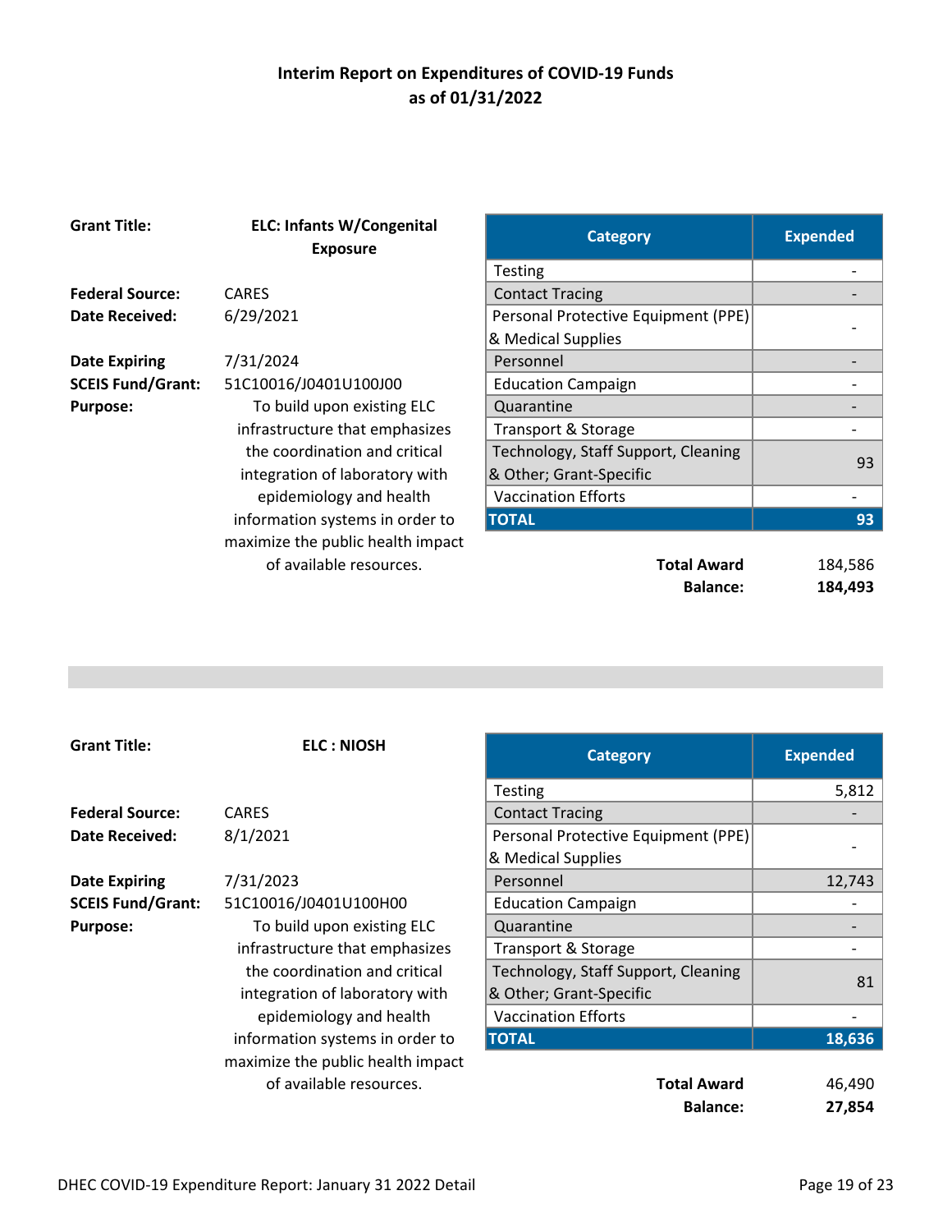# Interim Report on Expenditures of COVID-19 Funds as of 01/31/2022

**Grant Title:** ELC: Infants W/Congenital Exposure

**Federal Source:** CARES
**Date Received:** 6/29/2021
**Date Expiring** 7/31/2024
**SCEIS Fund/Grant:** 51C10016/J0401U100J00
**Purpose:** To build upon existing ELC infrastructure that emphasizes the coordination and critical integration of laboratory with epidemiology and health information systems in order to maximize the public health impact of available resources.

| Category | Expended |
|---|---|
| Testing | - |
| Contact Tracing | - |
| Personal Protective Equipment (PPE) & Medical Supplies | - |
| Personnel | - |
| Education Campaign | - |
| Quarantine | - |
| Transport & Storage | - |
| Technology, Staff Support, Cleaning & Other; Grant-Specific | 93 |
| Vaccination Efforts | - |
| **TOTAL** | **93** |

**Total Award** 184,586
**Balance:** **184,493**

---

**Grant Title:** ELC : NIOSH

**Federal Source:** CARES
**Date Received:** 8/1/2021
**Date Expiring** 7/31/2023
**SCEIS Fund/Grant:** 51C10016/J0401U100H00
**Purpose:** To build upon existing ELC infrastructure that emphasizes the coordination and critical integration of laboratory with epidemiology and health information systems in order to maximize the public health impact of available resources.

| Category | Expended |
|---|---|
| Testing | 5,812 |
| Contact Tracing | - |
| Personal Protective Equipment (PPE) & Medical Supplies | - |
| Personnel | 12,743 |
| Education Campaign | - |
| Quarantine | - |
| Transport & Storage | - |
| Technology, Staff Support, Cleaning & Other; Grant-Specific | 81 |
| Vaccination Efforts | - |
| **TOTAL** | **18,636** |

**Total Award** 46,490
**Balance:** **27,854**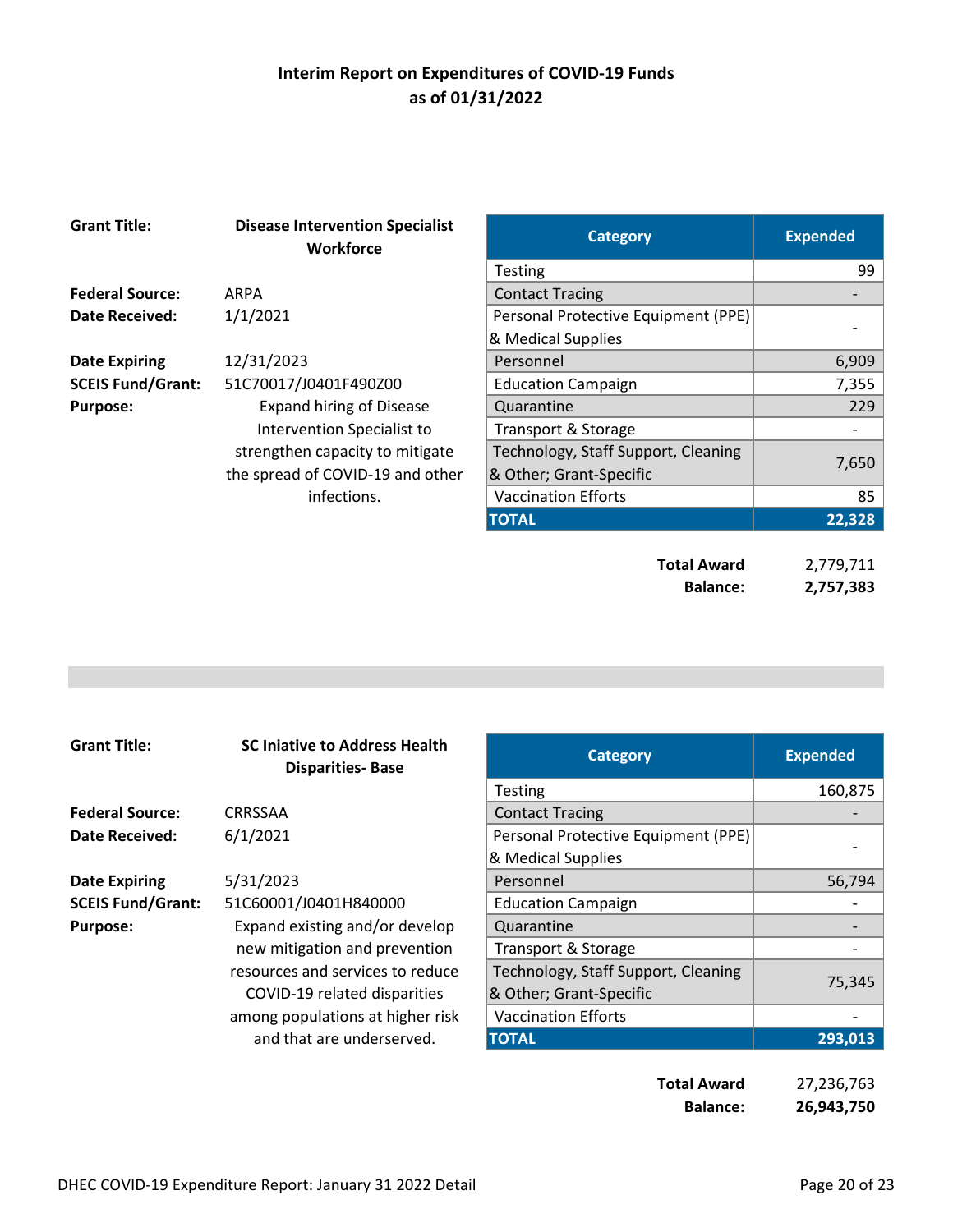# Interim Report on Expenditures of COVID-19 Funds as of 01/31/2022

**Grant Title:** **Disease Intervention Specialist Workforce**

**Federal Source:** ARPA
**Date Received:** 1/1/2021
**Date Expiring** 12/31/2023
**SCEIS Fund/Grant:** 51C70017/J0401F490Z00
**Purpose:** Expand hiring of Disease Intervention Specialist to strengthen capacity to mitigate the spread of COVID-19 and other infections.

| Category | Expended |
|---|---:|
| Testing | 99 |
| Contact Tracing | - |
| Personal Protective Equipment (PPE) & Medical Supplies | - |
| Personnel | 6,909 |
| Education Campaign | 7,355 |
| Quarantine | 229 |
| Transport & Storage | - |
| Technology, Staff Support, Cleaning & Other; Grant-Specific | 7,650 |
| Vaccination Efforts | 85 |
| **TOTAL** | **22,328** |

**Total Award** 2,779,711
**Balance:** **2,757,383**

---

**Grant Title:** **SC Iniative to Address Health Disparities- Base**

**Federal Source:** CRRSSAA
**Date Received:** 6/1/2021
**Date Expiring** 5/31/2023
**SCEIS Fund/Grant:** 51C60001/J0401H840000
**Purpose:** Expand existing and/or develop new mitigation and prevention resources and services to reduce COVID-19 related disparities among populations at higher risk and that are underserved.

| Category | Expended |
|---|---:|
| Testing | 160,875 |
| Contact Tracing | - |
| Personal Protective Equipment (PPE) & Medical Supplies | - |
| Personnel | 56,794 |
| Education Campaign | - |
| Quarantine | - |
| Transport & Storage | - |
| Technology, Staff Support, Cleaning & Other; Grant-Specific | 75,345 |
| Vaccination Efforts | - |
| **TOTAL** | **293,013** |

**Total Award** 27,236,763
**Balance:** **26,943,750**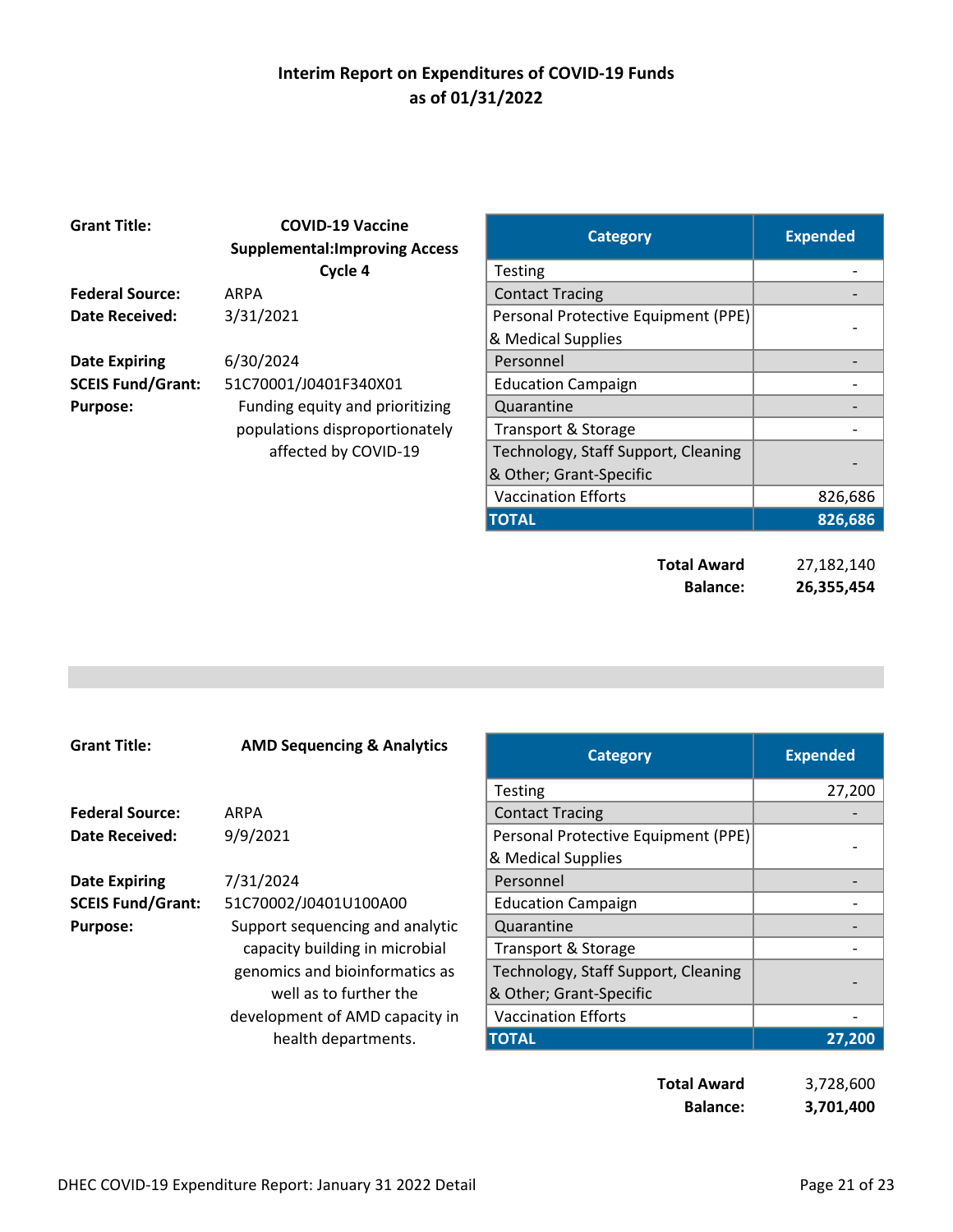# Interim Report on Expenditures of COVID-19 Funds
## as of 01/31/2022

**Grant Title:** **COVID-19 Vaccine Supplemental:Improving Access Cycle 4**
**Federal Source:** ARPA
**Date Received:** 3/31/2021
**Date Expiring** 6/30/2024
**SCEIS Fund/Grant:** 51C70001/J0401F340X01
**Purpose:** Funding equity and prioritizing populations disproportionately affected by COVID-19

| Category | Expended |
|---|---|
| Testing | - |
| Contact Tracing | - |
| Personal Protective Equipment (PPE) & Medical Supplies | - |
| Personnel | - |
| Education Campaign | - |
| Quarantine | - |
| Transport & Storage | - |
| Technology, Staff Support, Cleaning & Other; Grant-Specific | - |
| Vaccination Efforts | 826,686 |
| **TOTAL** | **826,686** |

**Total Award** 27,182,140
**Balance:** **26,355,454**

---

**Grant Title:** **AMD Sequencing & Analytics**
**Federal Source:** ARPA
**Date Received:** 9/9/2021
**Date Expiring** 7/31/2024
**SCEIS Fund/Grant:** 51C70002/J0401U100A00
**Purpose:** Support sequencing and analytic capacity building in microbial genomics and bioinformatics as well as to further the development of AMD capacity in health departments.

| Category | Expended |
|---|---|
| Testing | 27,200 |
| Contact Tracing | - |
| Personal Protective Equipment (PPE) & Medical Supplies | - |
| Personnel | - |
| Education Campaign | - |
| Quarantine | - |
| Transport & Storage | - |
| Technology, Staff Support, Cleaning & Other; Grant-Specific | - |
| Vaccination Efforts | - |
| **TOTAL** | **27,200** |

**Total Award** 3,728,600
**Balance:** **3,701,400**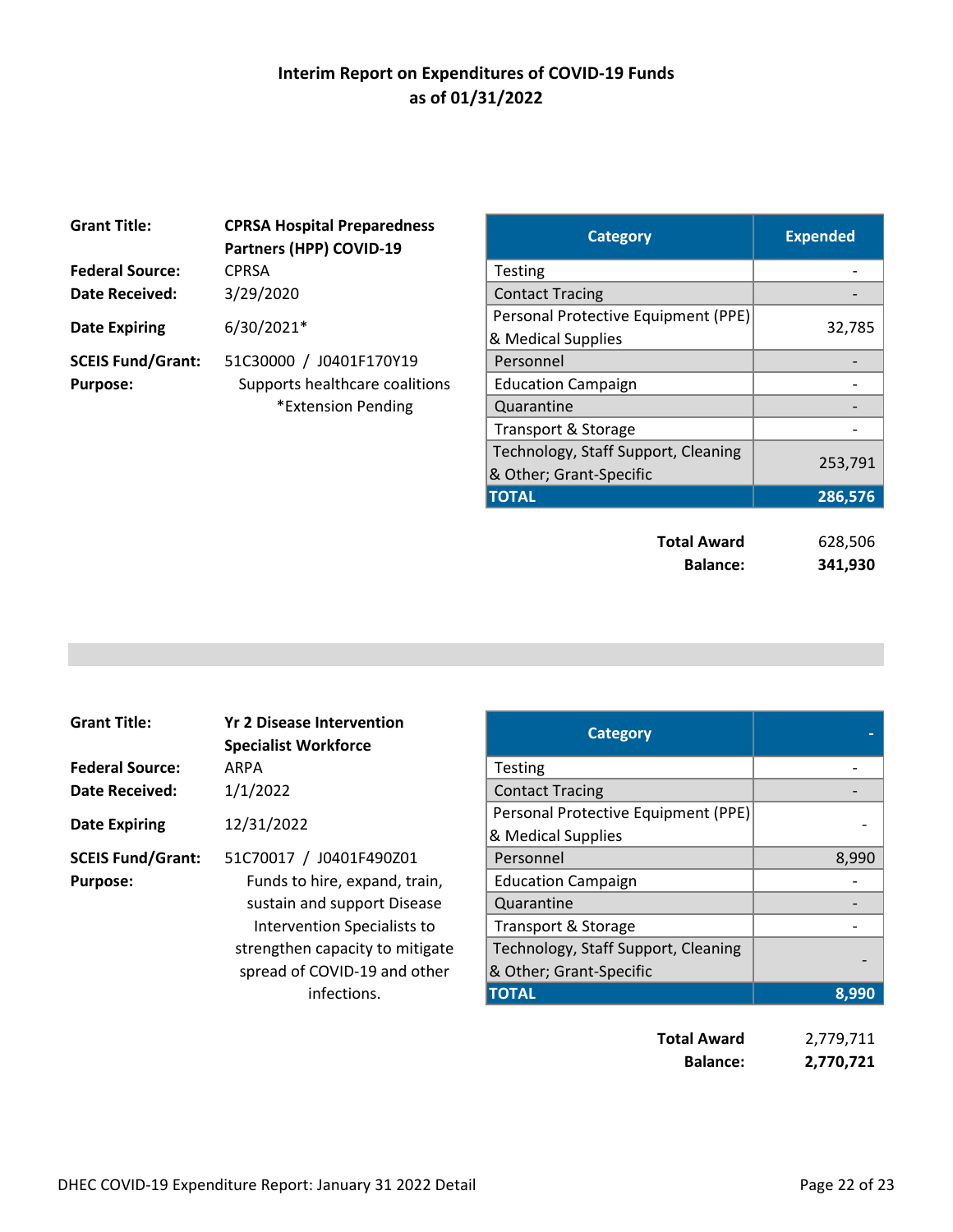# Interim Report on Expenditures of COVID-19 Funds
## as of 01/31/2022

**Grant Title:** **CPRSA Hospital Preparedness Partners (HPP) COVID-19**
**Federal Source:** CPRSA
**Date Received:** 3/29/2020
**Date Expiring** 6/30/2021*
**SCEIS Fund/Grant:** 51C30000 / J0401F170Y19
**Purpose:** Supports healthcare coalitions
*Extension Pending

| Category | Expended |
|---|---|
| Testing | - |
| Contact Tracing | - |
| Personal Protective Equipment (PPE) & Medical Supplies | 32,785 |
| Personnel | - |
| Education Campaign | - |
| Quarantine | - |
| Transport & Storage | - |
| Technology, Staff Support, Cleaning & Other; Grant-Specific | 253,791 |
| **TOTAL** | **286,576** |

| | |
|---|---|
| **Total Award** | 628,506 |
| **Balance:** | **341,930** |

---

**Grant Title:** **Yr 2 Disease Intervention Specialist Workforce**
**Federal Source:** ARPA
**Date Received:** 1/1/2022
**Date Expiring** 12/31/2022
**SCEIS Fund/Grant:** 51C70017 / J0401F490Z01
**Purpose:** Funds to hire, expand, train, sustain and support Disease Intervention Specialists to strengthen capacity to mitigate spread of COVID-19 and other infections.

| Category | - |
|---|---|
| Testing | - |
| Contact Tracing | - |
| Personal Protective Equipment (PPE) & Medical Supplies | - |
| Personnel | 8,990 |
| Education Campaign | - |
| Quarantine | - |
| Transport & Storage | - |
| Technology, Staff Support, Cleaning & Other; Grant-Specific | - |
| **TOTAL** | **8,990** |

| | |
|---|---|
| **Total Award** | 2,779,711 |
| **Balance:** | **2,770,721** |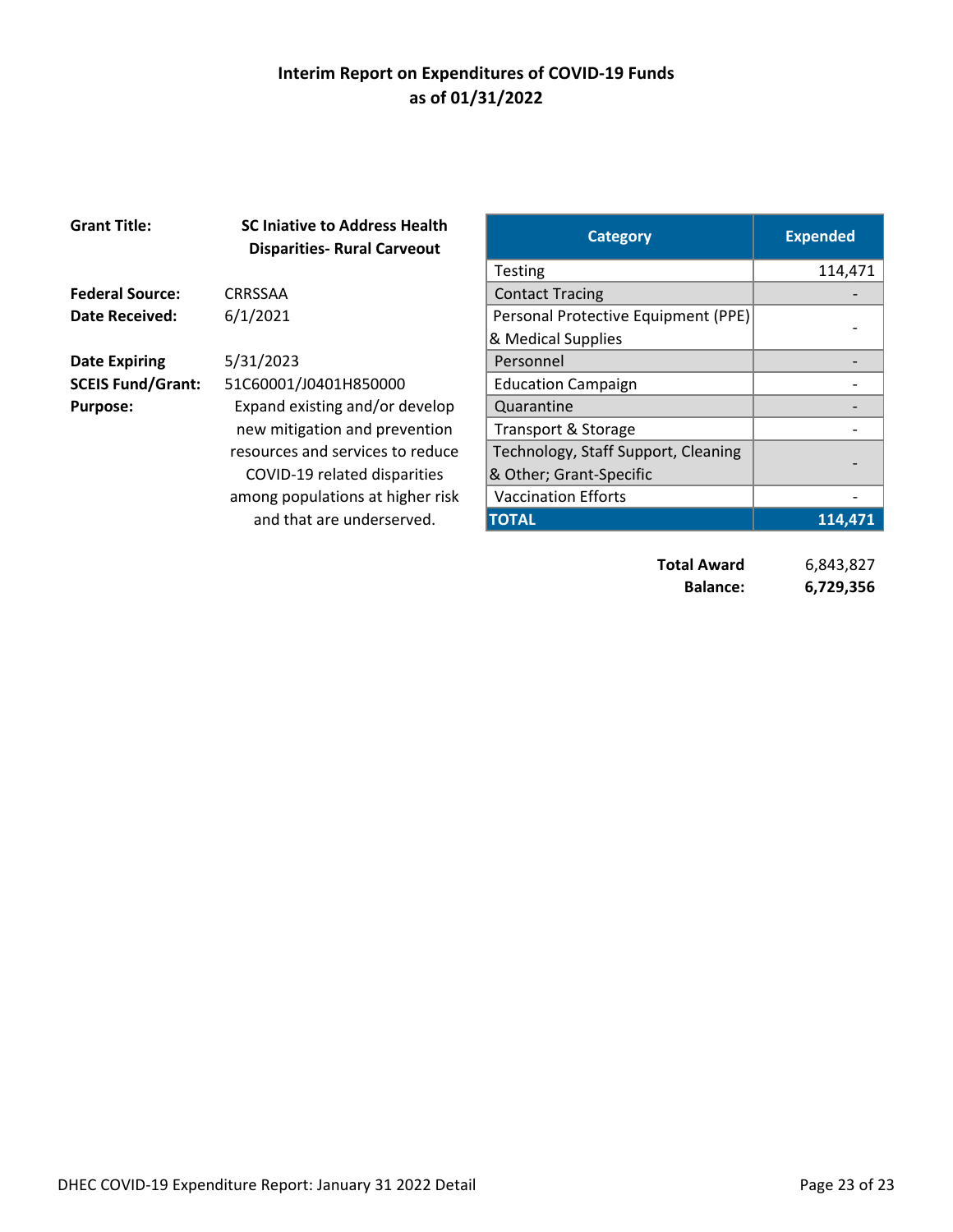# Interim Report on Expenditures of COVID-19 Funds
## as of 01/31/2022

**Grant Title:** **SC Iniative to Address Health Disparities- Rural Carveout**

**Federal Source:** CRRSSAA
**Date Received:** 6/1/2021

**Date Expiring** 5/31/2023
**SCEIS Fund/Grant:** 51C60001/J0401H850000
**Purpose:** Expand existing and/or develop new mitigation and prevention resources and services to reduce COVID-19 related disparities among populations at higher risk and that are underserved.

| Category | Expended |
|---|---|
| Testing | 114,471 |
| Contact Tracing | - |
| Personal Protective Equipment (PPE) & Medical Supplies | - |
| Personnel | - |
| Education Campaign | - |
| Quarantine | - |
| Transport & Storage | - |
| Technology, Staff Support, Cleaning & Other; Grant-Specific | - |
| Vaccination Efforts | - |
| **TOTAL** | **114,471** |

**Total Award** 6,843,827
**Balance:** **6,729,356**